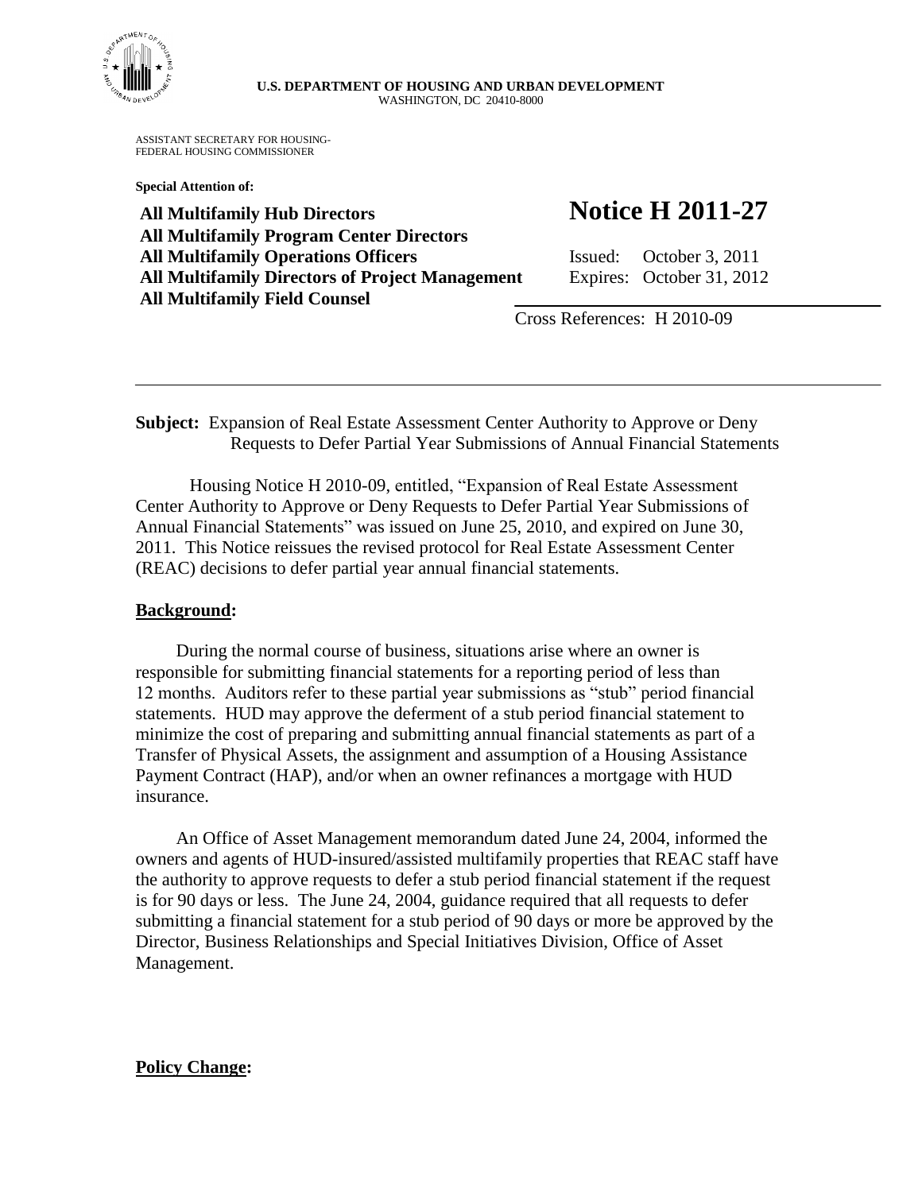**U.S. DEPARTMENT OF HOUSING AND URBAN DEVELOPMENT**
WASHINGTON, DC 20410-8000

ASSISTANT SECRETARY FOR HOUSING-
FEDERAL HOUSING COMMISSIONER

**Special Attention of:**

**All Multifamily Hub Directors**
**All Multifamily Program Center Directors**
**All Multifamily Operations Officers**
**All Multifamily Directors of Project Management**
**All Multifamily Field Counsel**

# Notice H 2011-27

Issued: October 3, 2011
Expires: October 31, 2012

Cross References: H 2010-09

---

**Subject:** Expansion of Real Estate Assessment Center Authority to Approve or Deny Requests to Defer Partial Year Submissions of Annual Financial Statements

Housing Notice H 2010-09, entitled, "Expansion of Real Estate Assessment Center Authority to Approve or Deny Requests to Defer Partial Year Submissions of Annual Financial Statements" was issued on June 25, 2010, and expired on June 30, 2011. This Notice reissues the revised protocol for Real Estate Assessment Center (REAC) decisions to defer partial year annual financial statements.

## Background:

During the normal course of business, situations arise where an owner is responsible for submitting financial statements for a reporting period of less than 12 months. Auditors refer to these partial year submissions as "stub" period financial statements. HUD may approve the deferment of a stub period financial statement to minimize the cost of preparing and submitting annual financial statements as part of a Transfer of Physical Assets, the assignment and assumption of a Housing Assistance Payment Contract (HAP), and/or when an owner refinances a mortgage with HUD insurance.

An Office of Asset Management memorandum dated June 24, 2004, informed the owners and agents of HUD-insured/assisted multifamily properties that REAC staff have the authority to approve requests to defer a stub period financial statement if the request is for 90 days or less. The June 24, 2004, guidance required that all requests to defer submitting a financial statement for a stub period of 90 days or more be approved by the Director, Business Relationships and Special Initiatives Division, Office of Asset Management.

## Policy Change: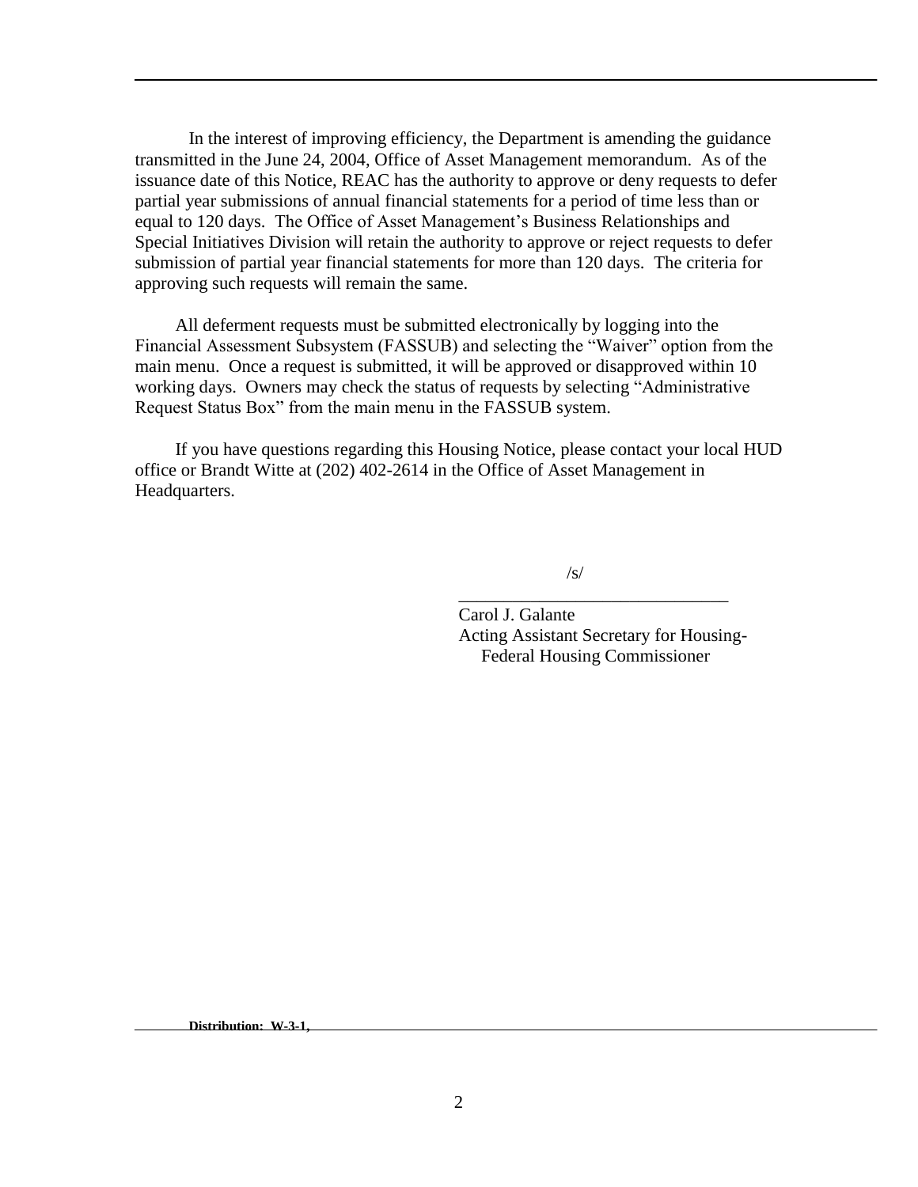In the interest of improving efficiency, the Department is amending the guidance transmitted in the June 24, 2004, Office of Asset Management memorandum. As of the issuance date of this Notice, REAC has the authority to approve or deny requests to defer partial year submissions of annual financial statements for a period of time less than or equal to 120 days. The Office of Asset Management's Business Relationships and Special Initiatives Division will retain the authority to approve or reject requests to defer submission of partial year financial statements for more than 120 days. The criteria for approving such requests will remain the same.

All deferment requests must be submitted electronically by logging into the Financial Assessment Subsystem (FASSUB) and selecting the "Waiver" option from the main menu. Once a request is submitted, it will be approved or disapproved within 10 working days. Owners may check the status of requests by selecting "Administrative Request Status Box" from the main menu in the FASSUB system.

If you have questions regarding this Housing Notice, please contact your local HUD office or Brandt Witte at (202) 402-2614 in the Office of Asset Management in Headquarters.

/s/

Carol J. Galante
Acting Assistant Secretary for Housing-
Federal Housing Commissioner

**Distribution: W-3-1,**